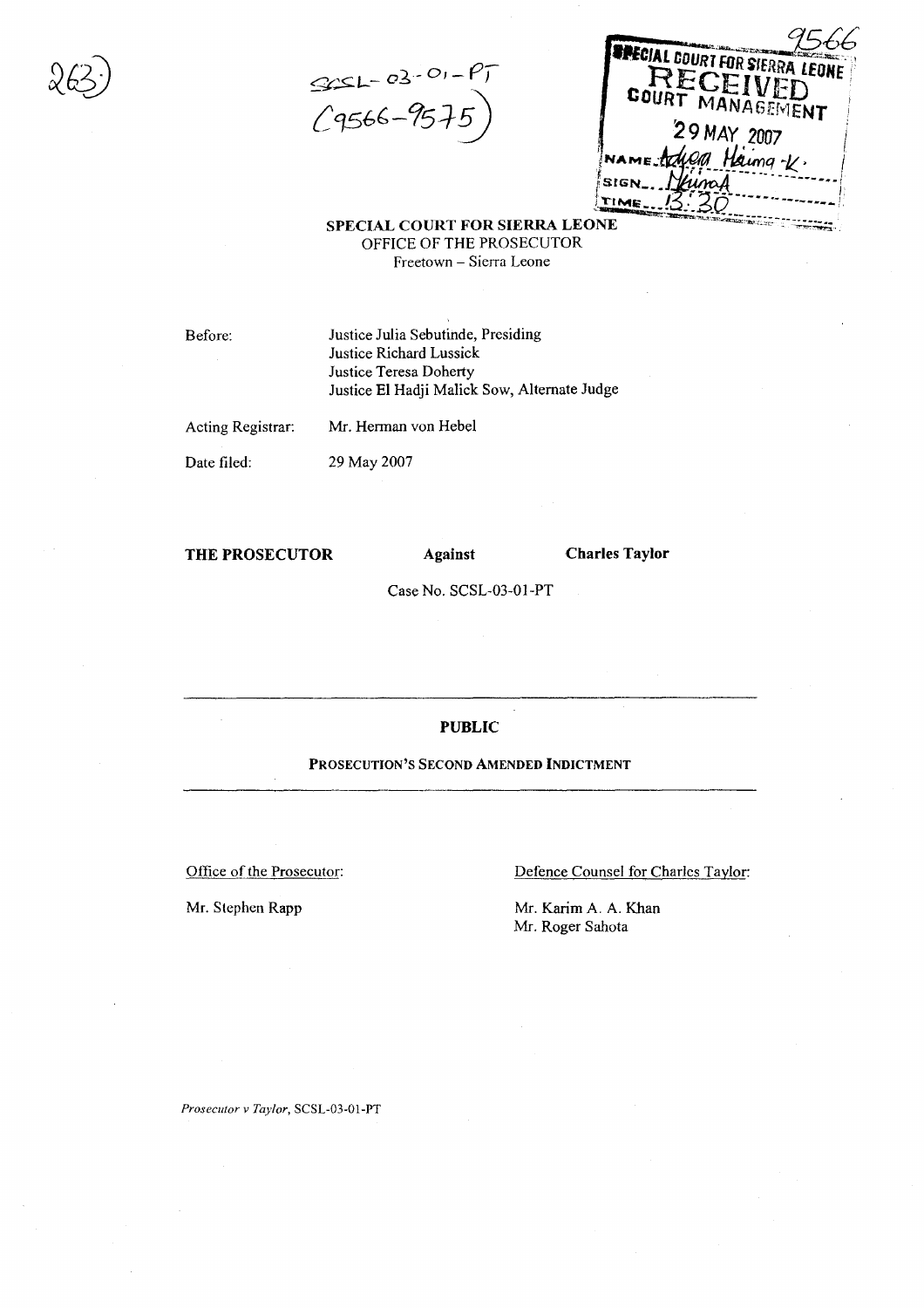263

SCSL-03-01-PT
(9566-9575)

9566

SPECIAL COURT FOR SIERRA LEONE
RECEIVED
COURT MANAGEMENT
29 MAY 2007
NAME Adiea Haima-K.
SIGN Haima
TIME 13:30

**SPECIAL COURT FOR SIERRA LEONE**
OFFICE OF THE PROSECUTOR
Freetown – Sierra Leone

Before: Justice Julia Sebutinde, Presiding
Justice Richard Lussick
Justice Teresa Doherty
Justice El Hadji Malick Sow, Alternate Judge

Acting Registrar: Mr. Herman von Hebel

Date filed: 29 May 2007

**THE PROSECUTOR** **Against** **Charles Taylor**

Case No. SCSL-03-01-PT

---

**PUBLIC**

**PROSECUTION'S SECOND AMENDED INDICTMENT**

---

Office of the Prosecutor:

Mr. Stephen Rapp

Defence Counsel for Charles Taylor:

Mr. Karim A. A. Khan
Mr. Roger Sahota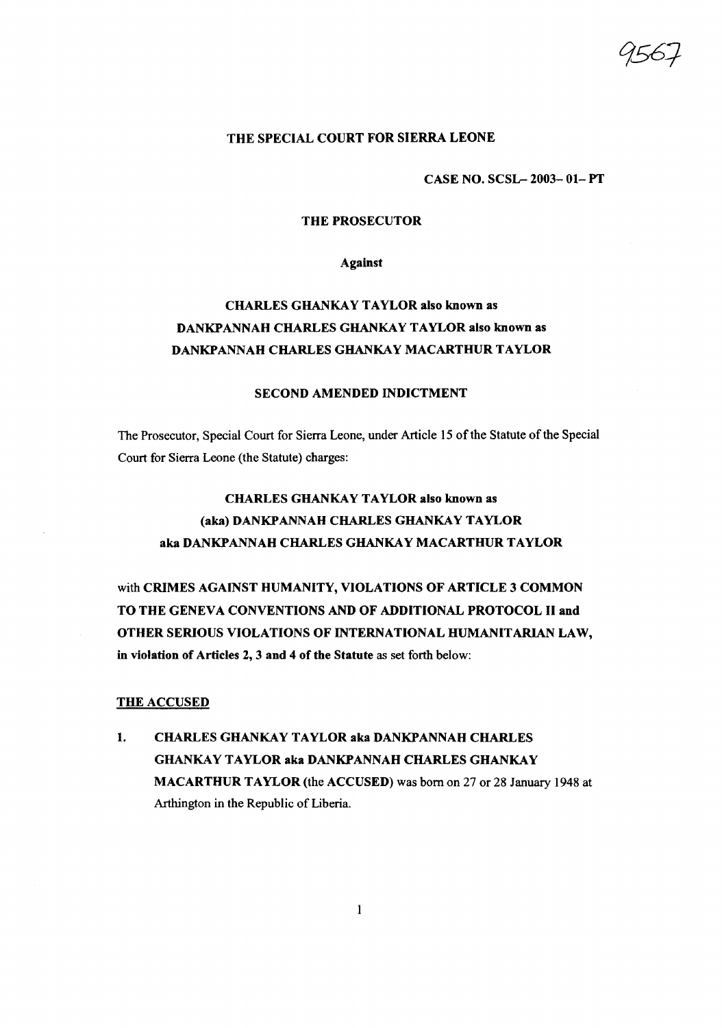# THE SPECIAL COURT FOR SIERRA LEONE

**CASE NO. SCSL– 2003– 01– PT**

**THE PROSECUTOR**

**Against**

**CHARLES GHANKAY TAYLOR also known as DANKPANNAH CHARLES GHANKAY TAYLOR also known as DANKPANNAH CHARLES GHANKAY MACARTHUR TAYLOR**

## SECOND AMENDED INDICTMENT

The Prosecutor, Special Court for Sierra Leone, under Article 15 of the Statute of the Special Court for Sierra Leone (the Statute) charges:

**CHARLES GHANKAY TAYLOR also known as (aka) DANKPANNAH CHARLES GHANKAY TAYLOR aka DANKPANNAH CHARLES GHANKAY MACARTHUR TAYLOR**

with **CRIMES AGAINST HUMANITY, VIOLATIONS OF ARTICLE 3 COMMON TO THE GENEVA CONVENTIONS AND OF ADDITIONAL PROTOCOL II and OTHER SERIOUS VIOLATIONS OF INTERNATIONAL HUMANITARIAN LAW, in violation of Articles 2, 3 and 4 of the Statute** as set forth below:

## THE ACCUSED

1. **CHARLES GHANKAY TAYLOR aka DANKPANNAH CHARLES GHANKAY TAYLOR aka DANKPANNAH CHARLES GHANKAY MACARTHUR TAYLOR** (the **ACCUSED**) was born on 27 or 28 January 1948 at Arthington in the Republic of Liberia.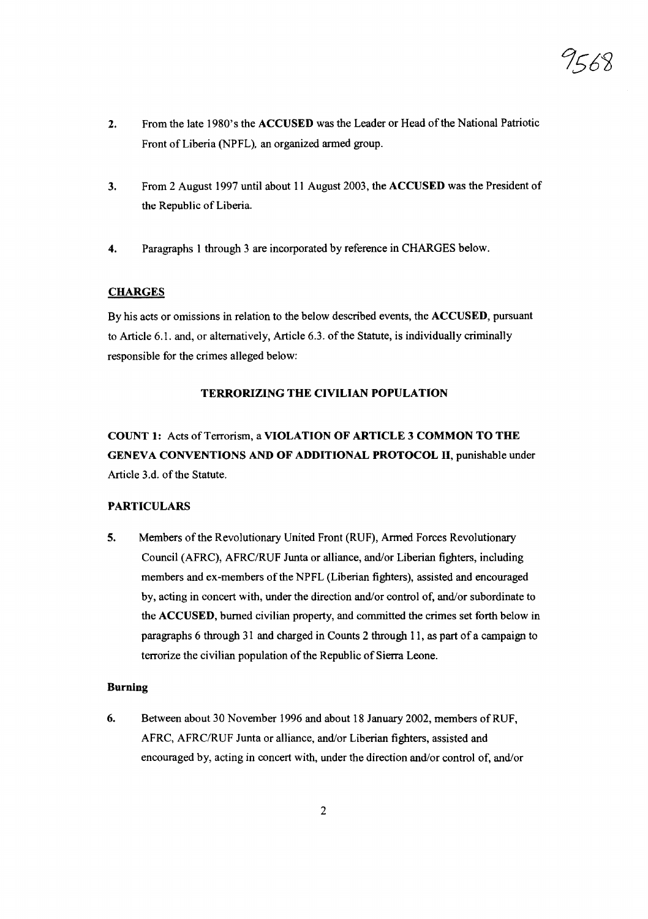2. From the late 1980's the **ACCUSED** was the Leader or Head of the National Patriotic Front of Liberia (NPFL), an organized armed group.

3. From 2 August 1997 until about 11 August 2003, the **ACCUSED** was the President of the Republic of Liberia.

4. Paragraphs 1 through 3 are incorporated by reference in CHARGES below.

## CHARGES

By his acts or omissions in relation to the below described events, the **ACCUSED**, pursuant to Article 6.1. and, or alternatively, Article 6.3. of the Statute, is individually criminally responsible for the crimes alleged below:

### TERRORIZING THE CIVILIAN POPULATION

**COUNT 1:** Acts of Terrorism, a **VIOLATION OF ARTICLE 3 COMMON TO THE GENEVA CONVENTIONS AND OF ADDITIONAL PROTOCOL II**, punishable under Article 3.d. of the Statute.

### PARTICULARS

5. Members of the Revolutionary United Front (RUF), Armed Forces Revolutionary Council (AFRC), AFRC/RUF Junta or alliance, and/or Liberian fighters, including members and ex-members of the NPFL (Liberian fighters), assisted and encouraged by, acting in concert with, under the direction and/or control of, and/or subordinate to the **ACCUSED**, burned civilian property, and committed the crimes set forth below in paragraphs 6 through 31 and charged in Counts 2 through 11, as part of a campaign to terrorize the civilian population of the Republic of Sierra Leone.

#### Burning

6. Between about 30 November 1996 and about 18 January 2002, members of RUF, AFRC, AFRC/RUF Junta or alliance, and/or Liberian fighters, assisted and encouraged by, acting in concert with, under the direction and/or control of, and/or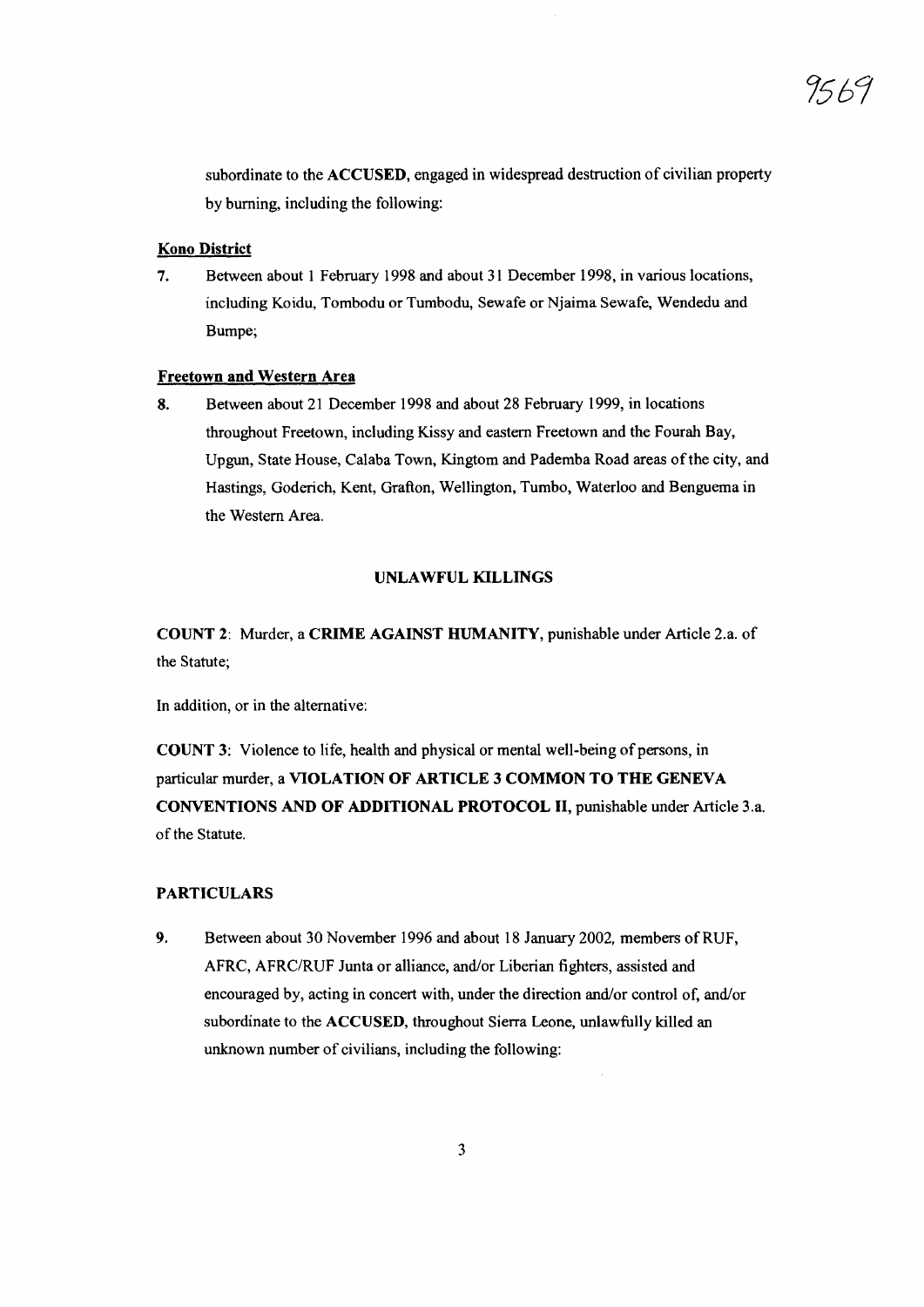subordinate to the **ACCUSED**, engaged in widespread destruction of civilian property by burning, including the following:

**Kono District**

7. Between about 1 February 1998 and about 31 December 1998, in various locations, including Koidu, Tombodu or Tumbodu, Sewafe or Njaima Sewafe, Wendedu and Bumpe;

**Freetown and Western Area**

8. Between about 21 December 1998 and about 28 February 1999, in locations throughout Freetown, including Kissy and eastern Freetown and the Fourah Bay, Upgun, State House, Calaba Town, Kingtom and Pademba Road areas of the city, and Hastings, Goderich, Kent, Grafton, Wellington, Tumbo, Waterloo and Benguema in the Western Area.

## UNLAWFUL KILLINGS

**COUNT 2**: Murder, a **CRIME AGAINST HUMANITY**, punishable under Article 2.a. of the Statute;

In addition, or in the alternative:

**COUNT 3**: Violence to life, health and physical or mental well-being of persons, in particular murder, a **VIOLATION OF ARTICLE 3 COMMON TO THE GENEVA CONVENTIONS AND OF ADDITIONAL PROTOCOL II**, punishable under Article 3.a. of the Statute.

**PARTICULARS**

9. Between about 30 November 1996 and about 18 January 2002, members of RUF, AFRC, AFRC/RUF Junta or alliance, and/or Liberian fighters, assisted and encouraged by, acting in concert with, under the direction and/or control of, and/or subordinate to the **ACCUSED**, throughout Sierra Leone, unlawfully killed an unknown number of civilians, including the following: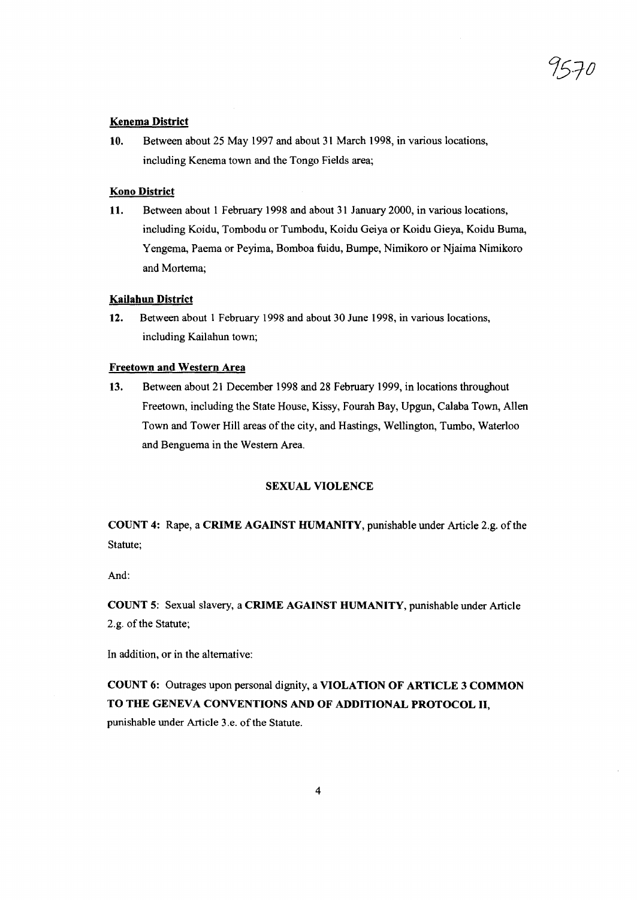**Kenema District**

10. Between about 25 May 1997 and about 31 March 1998, in various locations, including Kenema town and the Tongo Fields area;

**Kono District**

11. Between about 1 February 1998 and about 31 January 2000, in various locations, including Koidu, Tombodu or Tumbodu, Koidu Geiya or Koidu Gieya, Koidu Buma, Yengema, Paema or Peyima, Bomboa fuidu, Bumpe, Nimikoro or Njaima Nimikoro and Mortema;

**Kailahun District**

12. Between about 1 February 1998 and about 30 June 1998, in various locations, including Kailahun town;

**Freetown and Western Area**

13. Between about 21 December 1998 and 28 February 1999, in locations throughout Freetown, including the State House, Kissy, Fourah Bay, Upgun, Calaba Town, Allen Town and Tower Hill areas of the city, and Hastings, Wellington, Tumbo, Waterloo and Benguema in the Western Area.

**SEXUAL VIOLENCE**

**COUNT 4:** Rape, a **CRIME AGAINST HUMANITY**, punishable under Article 2.g. of the Statute;

And:

**COUNT 5**: Sexual slavery, a **CRIME AGAINST HUMANITY**, punishable under Article 2.g. of the Statute;

In addition, or in the alternative:

**COUNT 6:** Outrages upon personal dignity, a **VIOLATION OF ARTICLE 3 COMMON TO THE GENEVA CONVENTIONS AND OF ADDITIONAL PROTOCOL II**, punishable under Article 3.e. of the Statute.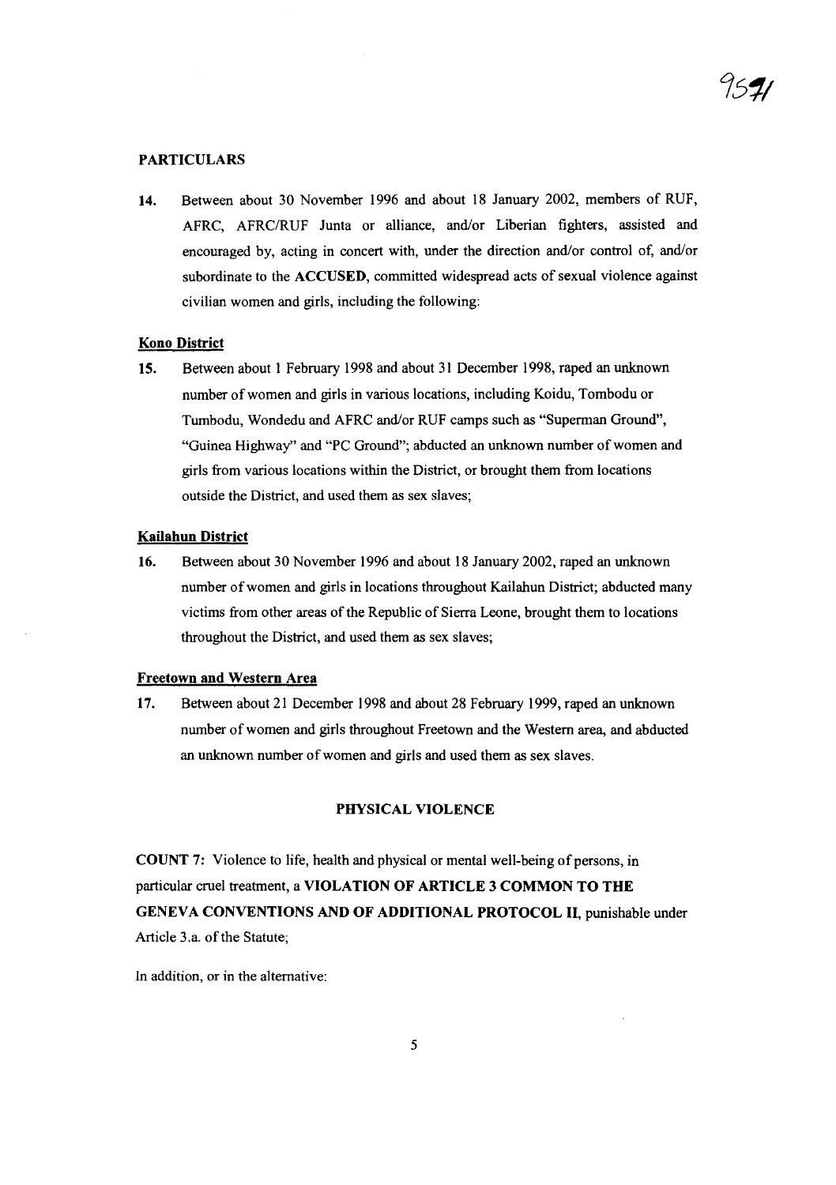**PARTICULARS**

**14.** Between about 30 November 1996 and about 18 January 2002, members of RUF, AFRC, AFRC/RUF Junta or alliance, and/or Liberian fighters, assisted and encouraged by, acting in concert with, under the direction and/or control of, and/or subordinate to the **ACCUSED**, committed widespread acts of sexual violence against civilian women and girls, including the following:

**Kono District**

**15.** Between about 1 February 1998 and about 31 December 1998, raped an unknown number of women and girls in various locations, including Koidu, Tombodu or Tumbodu, Wondedu and AFRC and/or RUF camps such as "Superman Ground", "Guinea Highway" and "PC Ground"; abducted an unknown number of women and girls from various locations within the District, or brought them from locations outside the District, and used them as sex slaves;

**Kailahun District**

**16.** Between about 30 November 1996 and about 18 January 2002, raped an unknown number of women and girls in locations throughout Kailahun District; abducted many victims from other areas of the Republic of Sierra Leone, brought them to locations throughout the District, and used them as sex slaves;

**Freetown and Western Area**

**17.** Between about 21 December 1998 and about 28 February 1999, raped an unknown number of women and girls throughout Freetown and the Western area, and abducted an unknown number of women and girls and used them as sex slaves.

**PHYSICAL VIOLENCE**

**COUNT 7:** Violence to life, health and physical or mental well-being of persons, in particular cruel treatment, a **VIOLATION OF ARTICLE 3 COMMON TO THE GENEVA CONVENTIONS AND OF ADDITIONAL PROTOCOL II**, punishable under Article 3.a. of the Statute;

In addition, or in the alternative: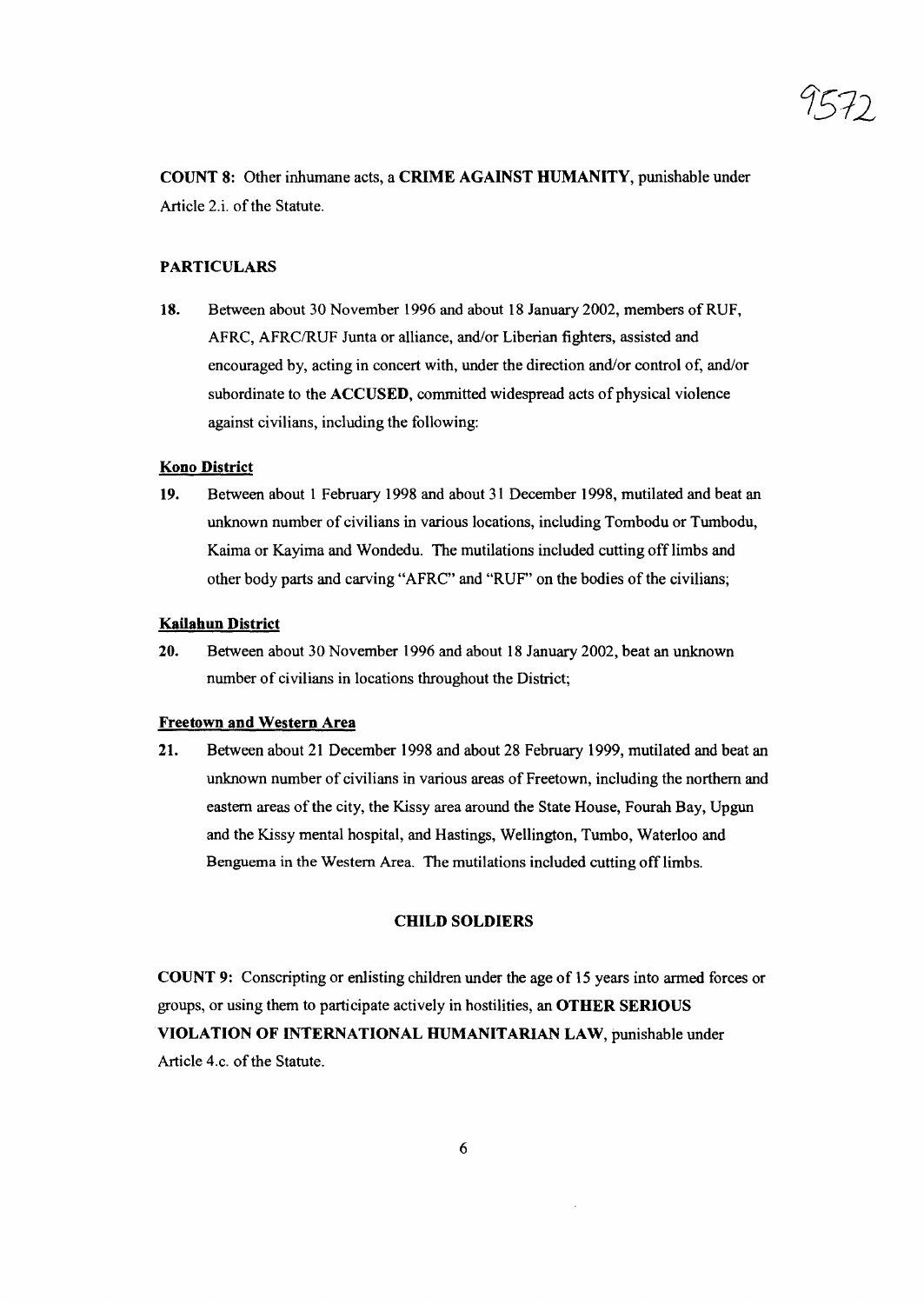**COUNT 8:** Other inhumane acts, a **CRIME AGAINST HUMANITY**, punishable under Article 2.i. of the Statute.

**PARTICULARS**

**18.** Between about 30 November 1996 and about 18 January 2002, members of RUF, AFRC, AFRC/RUF Junta or alliance, and/or Liberian fighters, assisted and encouraged by, acting in concert with, under the direction and/or control of, and/or subordinate to the **ACCUSED**, committed widespread acts of physical violence against civilians, including the following:

**Kono District**

**19.** Between about 1 February 1998 and about 31 December 1998, mutilated and beat an unknown number of civilians in various locations, including Tombodu or Tumbodu, Kaima or Kayima and Wondedu. The mutilations included cutting off limbs and other body parts and carving "AFRC" and "RUF" on the bodies of the civilians;

**Kailahun District**

**20.** Between about 30 November 1996 and about 18 January 2002, beat an unknown number of civilians in locations throughout the District;

**Freetown and Western Area**

**21.** Between about 21 December 1998 and about 28 February 1999, mutilated and beat an unknown number of civilians in various areas of Freetown, including the northern and eastern areas of the city, the Kissy area around the State House, Fourah Bay, Upgun and the Kissy mental hospital, and Hastings, Wellington, Tumbo, Waterloo and Benguema in the Western Area. The mutilations included cutting off limbs.

**CHILD SOLDIERS**

**COUNT 9:** Conscripting or enlisting children under the age of 15 years into armed forces or groups, or using them to participate actively in hostilities, an **OTHER SERIOUS VIOLATION OF INTERNATIONAL HUMANITARIAN LAW**, punishable under Article 4.c. of the Statute.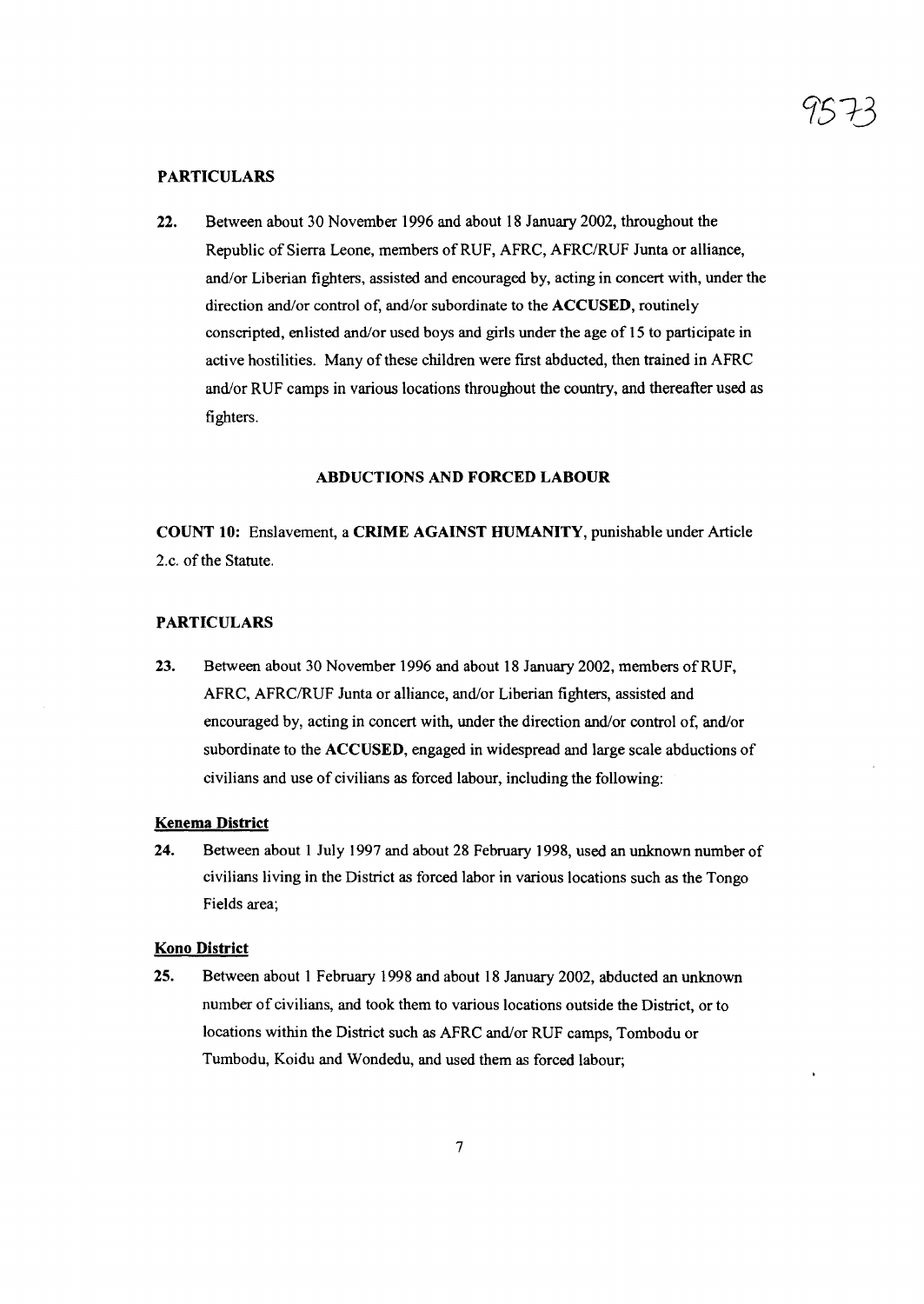## PARTICULARS

22. Between about 30 November 1996 and about 18 January 2002, throughout the Republic of Sierra Leone, members of RUF, AFRC, AFRC/RUF Junta or alliance, and/or Liberian fighters, assisted and encouraged by, acting in concert with, under the direction and/or control of, and/or subordinate to the **ACCUSED**, routinely conscripted, enlisted and/or used boys and girls under the age of 15 to participate in active hostilities. Many of these children were first abducted, then trained in AFRC and/or RUF camps in various locations throughout the country, and thereafter used as fighters.

## ABDUCTIONS AND FORCED LABOUR

**COUNT 10:** Enslavement, a **CRIME AGAINST HUMANITY**, punishable under Article 2.c. of the Statute.

## PARTICULARS

23. Between about 30 November 1996 and about 18 January 2002, members of RUF, AFRC, AFRC/RUF Junta or alliance, and/or Liberian fighters, assisted and encouraged by, acting in concert with, under the direction and/or control of, and/or subordinate to the **ACCUSED**, engaged in widespread and large scale abductions of civilians and use of civilians as forced labour, including the following:

**Kenema District**

24. Between about 1 July 1997 and about 28 February 1998, used an unknown number of civilians living in the District as forced labor in various locations such as the Tongo Fields area;

**Kono District**

25. Between about 1 February 1998 and about 18 January 2002, abducted an unknown number of civilians, and took them to various locations outside the District, or to locations within the District such as AFRC and/or RUF camps, Tombodu or Tumbodu, Koidu and Wondedu, and used them as forced labour;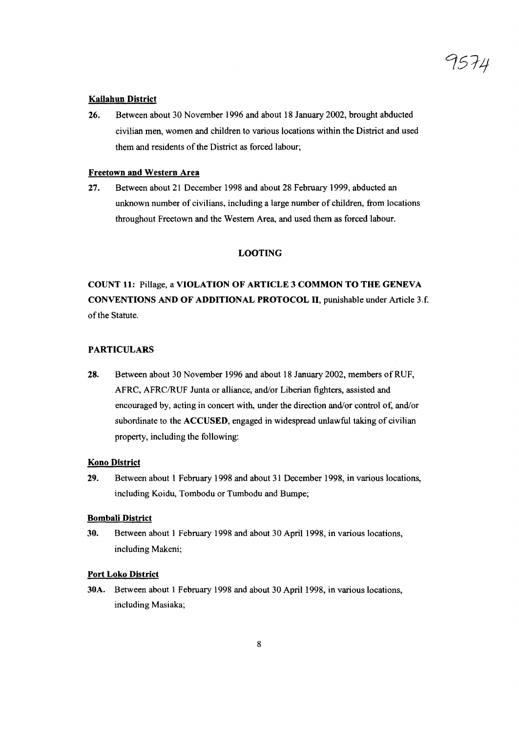**Kailahun District**

26. Between about 30 November 1996 and about 18 January 2002, brought abducted civilian men, women and children to various locations within the District and used them and residents of the District as forced labour;

**Freetown and Western Area**

27. Between about 21 December 1998 and about 28 February 1999, abducted an unknown number of civilians, including a large number of children, from locations throughout Freetown and the Western Area, and used them as forced labour.

## LOOTING

**COUNT 11:** Pillage, a **VIOLATION OF ARTICLE 3 COMMON TO THE GENEVA CONVENTIONS AND OF ADDITIONAL PROTOCOL II**, punishable under Article 3.f. of the Statute.

### PARTICULARS

28. Between about 30 November 1996 and about 18 January 2002, members of RUF, AFRC, AFRC/RUF Junta or alliance, and/or Liberian fighters, assisted and encouraged by, acting in concert with, under the direction and/or control of, and/or subordinate to the **ACCUSED**, engaged in widespread unlawful taking of civilian property, including the following:

**Kono District**

29. Between about 1 February 1998 and about 31 December 1998, in various locations, including Koidu, Tombodu or Tumbodu and Bumpe;

**Bombali District**

30. Between about 1 February 1998 and about 30 April 1998, in various locations, including Makeni;

**Port Loko District**

30A. Between about 1 February 1998 and about 30 April 1998, in various locations, including Masiaka;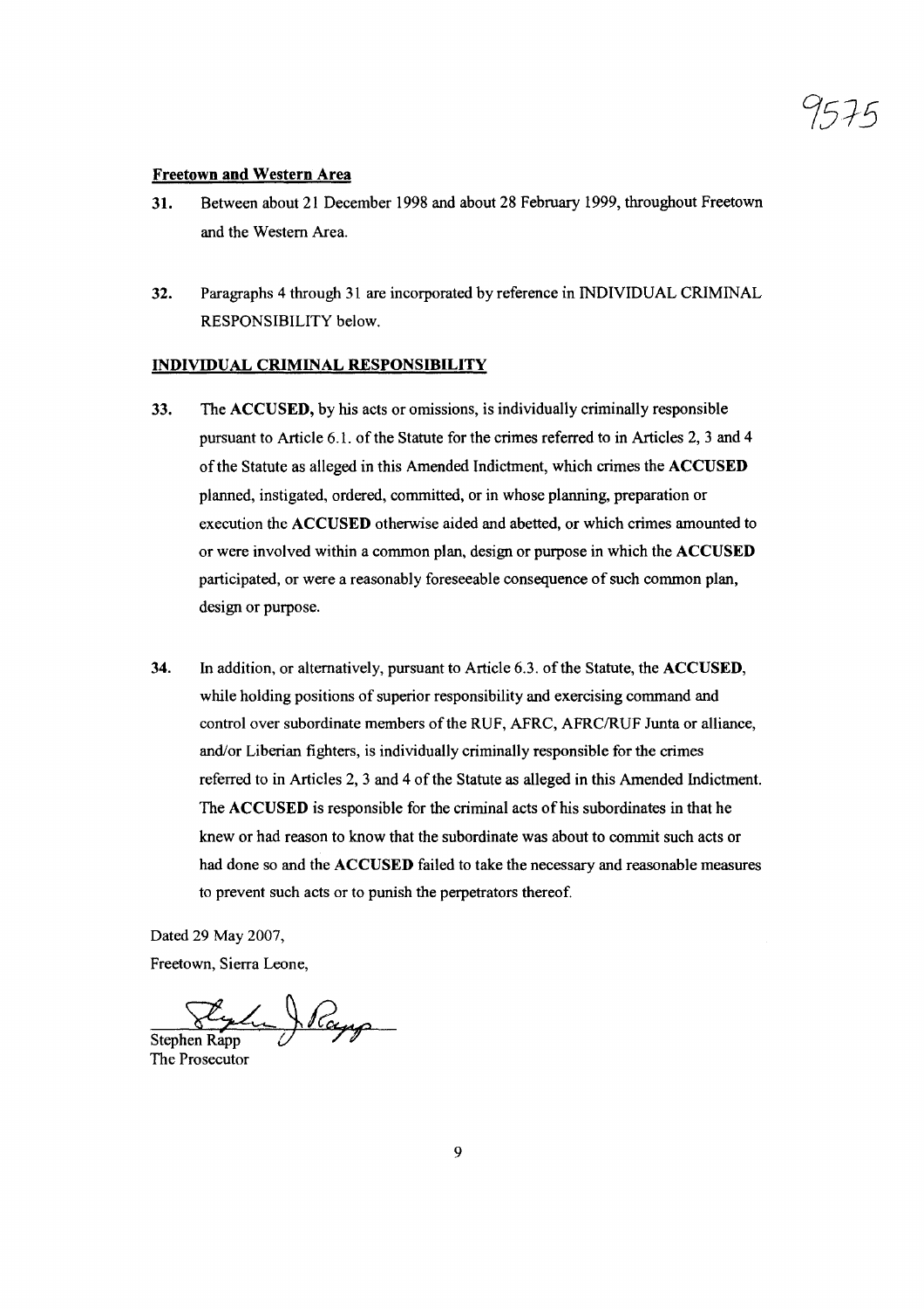9575

**Freetown and Western Area**

31. Between about 21 December 1998 and about 28 February 1999, throughout Freetown and the Western Area.

32. Paragraphs 4 through 31 are incorporated by reference in INDIVIDUAL CRIMINAL RESPONSIBILITY below.

**INDIVIDUAL CRIMINAL RESPONSIBILITY**

33. The **ACCUSED**, by his acts or omissions, is individually criminally responsible pursuant to Article 6.1. of the Statute for the crimes referred to in Articles 2, 3 and 4 of the Statute as alleged in this Amended Indictment, which crimes the **ACCUSED** planned, instigated, ordered, committed, or in whose planning, preparation or execution the **ACCUSED** otherwise aided and abetted, or which crimes amounted to or were involved within a common plan, design or purpose in which the **ACCUSED** participated, or were a reasonably foreseeable consequence of such common plan, design or purpose.

34. In addition, or alternatively, pursuant to Article 6.3. of the Statute, the **ACCUSED**, while holding positions of superior responsibility and exercising command and control over subordinate members of the RUF, AFRC, AFRC/RUF Junta or alliance, and/or Liberian fighters, is individually criminally responsible for the crimes referred to in Articles 2, 3 and 4 of the Statute as alleged in this Amended Indictment. The **ACCUSED** is responsible for the criminal acts of his subordinates in that he knew or had reason to know that the subordinate was about to commit such acts or had done so and the **ACCUSED** failed to take the necessary and reasonable measures to prevent such acts or to punish the perpetrators thereof.

Dated 29 May 2007,

Freetown, Sierra Leone,

Stephen Rapp
The Prosecutor